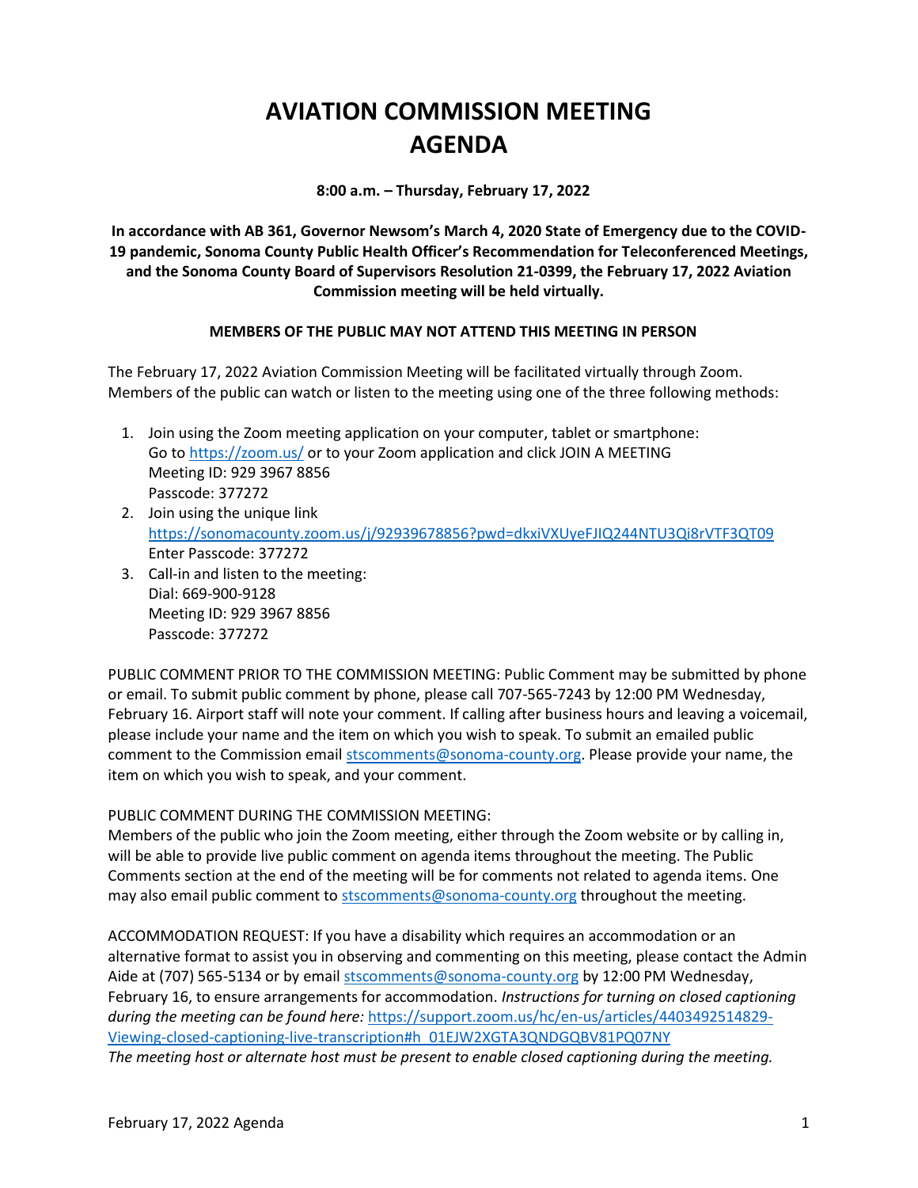# AVIATION COMMISSION MEETING AGENDA

**8:00 a.m. – Thursday, February 17, 2022**

**In accordance with AB 361, Governor Newsom's March 4, 2020 State of Emergency due to the COVID-19 pandemic, Sonoma County Public Health Officer's Recommendation for Teleconferenced Meetings, and the Sonoma County Board of Supervisors Resolution 21-0399, the February 17, 2022 Aviation Commission meeting will be held virtually.**

**MEMBERS OF THE PUBLIC MAY NOT ATTEND THIS MEETING IN PERSON**

The February 17, 2022 Aviation Commission Meeting will be facilitated virtually through Zoom. Members of the public can watch or listen to the meeting using one of the three following methods:

1. Join using the Zoom meeting application on your computer, tablet or smartphone:
   Go to https://zoom.us/ or to your Zoom application and click JOIN A MEETING
   Meeting ID: 929 3967 8856
   Passcode: 377272
2. Join using the unique link
   https://sonomacounty.zoom.us/j/92939678856?pwd=dkxiVXUyeFJIQ244NTU3Qi8rVTF3QT09
   Enter Passcode: 377272
3. Call-in and listen to the meeting:
   Dial: 669-900-9128
   Meeting ID: 929 3967 8856
   Passcode: 377272

PUBLIC COMMENT PRIOR TO THE COMMISSION MEETING: Public Comment may be submitted by phone or email. To submit public comment by phone, please call 707-565-7243 by 12:00 PM Wednesday, February 16. Airport staff will note your comment. If calling after business hours and leaving a voicemail, please include your name and the item on which you wish to speak. To submit an emailed public comment to the Commission email stscomments@sonoma-county.org. Please provide your name, the item on which you wish to speak, and your comment.

PUBLIC COMMENT DURING THE COMMISSION MEETING:
Members of the public who join the Zoom meeting, either through the Zoom website or by calling in, will be able to provide live public comment on agenda items throughout the meeting. The Public Comments section at the end of the meeting will be for comments not related to agenda items. One may also email public comment to stscomments@sonoma-county.org throughout the meeting.

ACCOMMODATION REQUEST: If you have a disability which requires an accommodation or an alternative format to assist you in observing and commenting on this meeting, please contact the Admin Aide at (707) 565-5134 or by email stscomments@sonoma-county.org by 12:00 PM Wednesday, February 16, to ensure arrangements for accommodation. *Instructions for turning on closed captioning during the meeting can be found here:* https://support.zoom.us/hc/en-us/articles/4403492514829-Viewing-closed-captioning-live-transcription#h_01EJW2XGTA3QNDGQBV81PQ07NY
*The meeting host or alternate host must be present to enable closed captioning during the meeting.*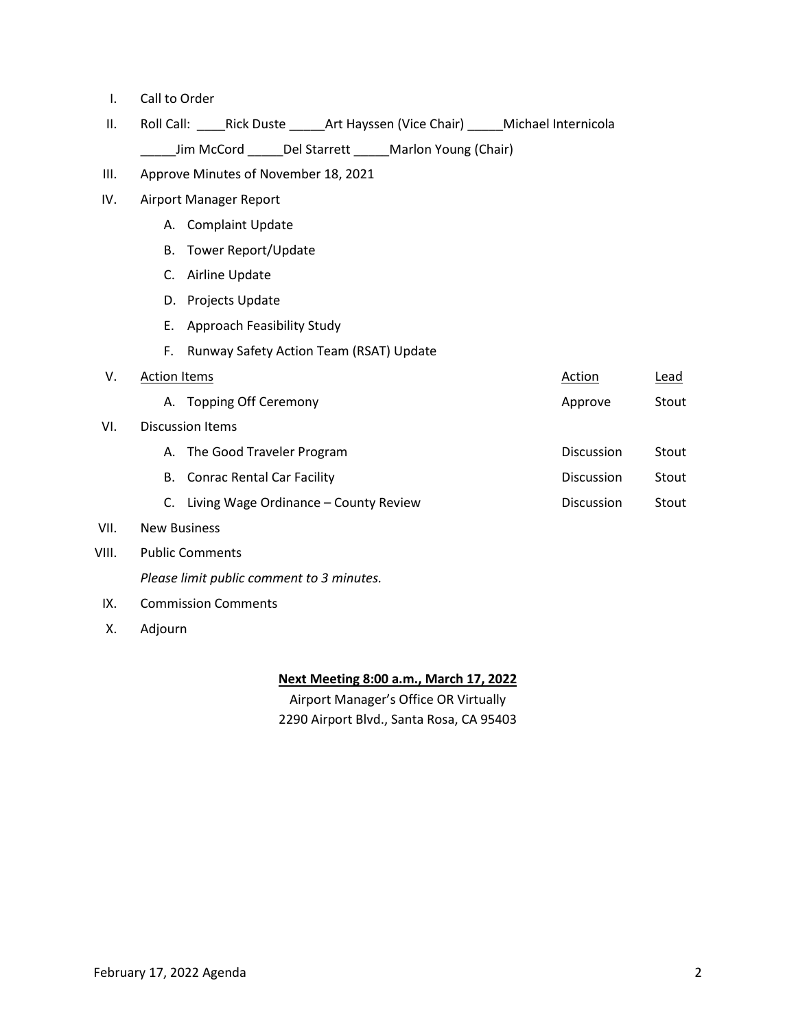I. Call to Order

II. Roll Call: ____Rick Duste _____Art Hayssen (Vice Chair) _____Michael Internicola
_____Jim McCord _____Del Starrett _____Marlon Young (Chair)

III. Approve Minutes of November 18, 2021

IV. Airport Manager Report

- A. Complaint Update
- B. Tower Report/Update
- C. Airline Update
- D. Projects Update
- E. Approach Feasibility Study
- F. Runway Safety Action Team (RSAT) Update

| | | Action | Lead |
|---|---|---|---|
| V. | Action Items | | |
| | A. Topping Off Ceremony | Approve | Stout |
| VI. | Discussion Items | | |
| | A. The Good Traveler Program | Discussion | Stout |
| | B. Conrac Rental Car Facility | Discussion | Stout |
| | C. Living Wage Ordinance – County Review | Discussion | Stout |

VII. New Business

VIII. Public Comments

*Please limit public comment to 3 minutes.*

IX. Commission Comments

X. Adjourn

**Next Meeting 8:00 a.m., March 17, 2022**

Airport Manager's Office OR Virtually
2290 Airport Blvd., Santa Rosa, CA 95403